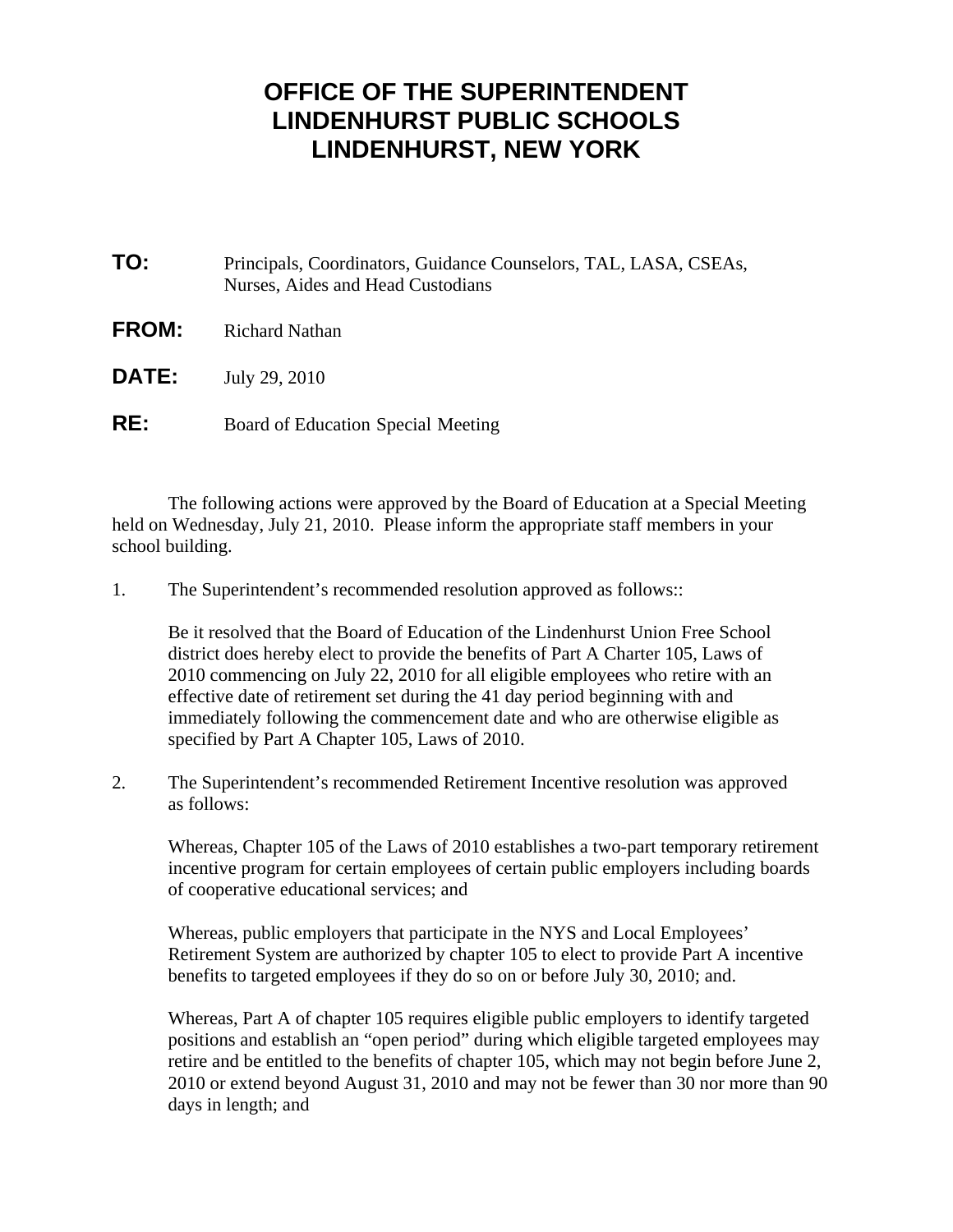# OFFICE OF THE SUPERINTENDENT
# LINDENHURST PUBLIC SCHOOLS
# LINDENHURST, NEW YORK

**TO:** Principals, Coordinators, Guidance Counselors, TAL, LASA, CSEAs, Nurses, Aides and Head Custodians

**FROM:** Richard Nathan

**DATE:** July 29, 2010

**RE:** Board of Education Special Meeting

The following actions were approved by the Board of Education at a Special Meeting held on Wednesday, July 21, 2010. Please inform the appropriate staff members in your school building.

1. The Superintendent's recommended resolution approved as follows::

   Be it resolved that the Board of Education of the Lindenhurst Union Free School district does hereby elect to provide the benefits of Part A Charter 105, Laws of 2010 commencing on July 22, 2010 for all eligible employees who retire with an effective date of retirement set during the 41 day period beginning with and immediately following the commencement date and who are otherwise eligible as specified by Part A Chapter 105, Laws of 2010.

2. The Superintendent's recommended Retirement Incentive resolution was approved as follows:

   Whereas, Chapter 105 of the Laws of 2010 establishes a two-part temporary retirement incentive program for certain employees of certain public employers including boards of cooperative educational services; and

   Whereas, public employers that participate in the NYS and Local Employees' Retirement System are authorized by chapter 105 to elect to provide Part A incentive benefits to targeted employees if they do so on or before July 30, 2010; and.

   Whereas, Part A of chapter 105 requires eligible public employers to identify targeted positions and establish an "open period" during which eligible targeted employees may retire and be entitled to the benefits of chapter 105, which may not begin before June 2, 2010 or extend beyond August 31, 2010 and may not be fewer than 30 nor more than 90 days in length; and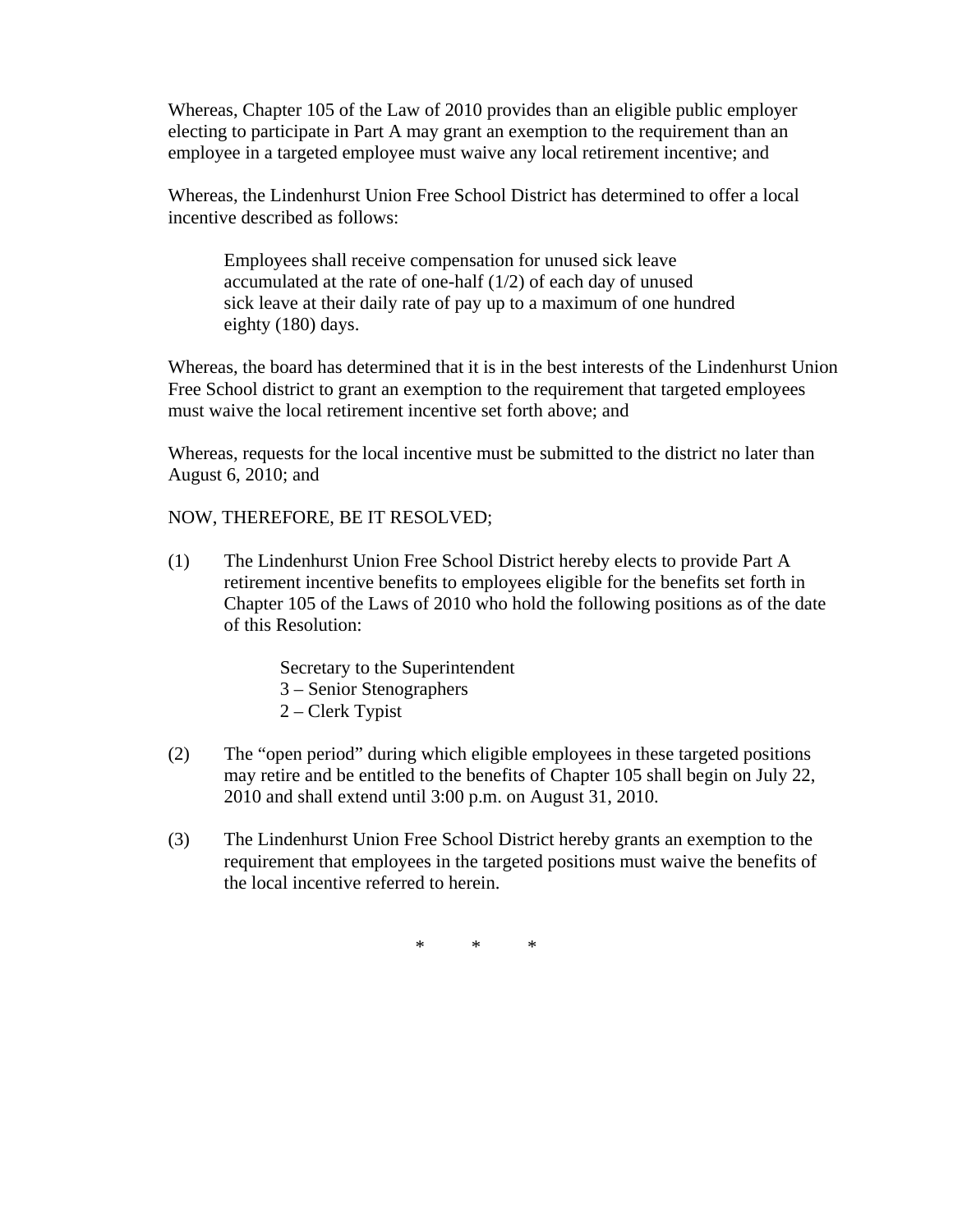Whereas, Chapter 105 of the Law of 2010 provides than an eligible public employer electing to participate in Part A may grant an exemption to the requirement than an employee in a targeted employee must waive any local retirement incentive; and

Whereas, the Lindenhurst Union Free School District has determined to offer a local incentive described as follows:

> Employees shall receive compensation for unused sick leave accumulated at the rate of one-half (1/2) of each day of unused sick leave at their daily rate of pay up to a maximum of one hundred eighty (180) days.

Whereas, the board has determined that it is in the best interests of the Lindenhurst Union Free School district to grant an exemption to the requirement that targeted employees must waive the local retirement incentive set forth above; and

Whereas, requests for the local incentive must be submitted to the district no later than August 6, 2010; and

NOW, THEREFORE, BE IT RESOLVED;

(1) The Lindenhurst Union Free School District hereby elects to provide Part A retirement incentive benefits to employees eligible for the benefits set forth in Chapter 105 of the Laws of 2010 who hold the following positions as of the date of this Resolution:

    Secretary to the Superintendent
    3 – Senior Stenographers
    2 – Clerk Typist

(2) The "open period" during which eligible employees in these targeted positions may retire and be entitled to the benefits of Chapter 105 shall begin on July 22, 2010 and shall extend until 3:00 p.m. on August 31, 2010.

(3) The Lindenhurst Union Free School District hereby grants an exemption to the requirement that employees in the targeted positions must waive the benefits of the local incentive referred to herein.

\* \* \*